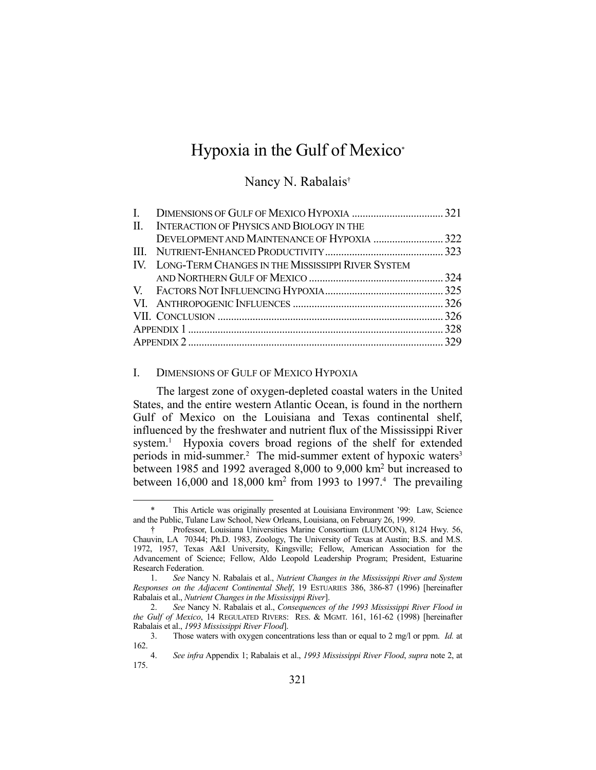# Hypoxia in the Gulf of Mexico*

Nancy N. Rabalais†

| | | |
|---|---|---|
| I. | DIMENSIONS OF GULF OF MEXICO HYPOXIA | 321 |
| II. | INTERACTION OF PHYSICS AND BIOLOGY IN THE DEVELOPMENT AND MAINTENANCE OF HYPOXIA | 322 |
| III. | NUTRIENT-ENHANCED PRODUCTIVITY | 323 |
| IV. | LONG-TERM CHANGES IN THE MISSISSIPPI RIVER SYSTEM AND NORTHERN GULF OF MEXICO | 324 |
| V. | FACTORS NOT INFLUENCING HYPOXIA | 325 |
| VI. | ANTHROPOGENIC INFLUENCES | 326 |
| VII. | CONCLUSION | 326 |
| | APPENDIX 1 | 328 |
| | APPENDIX 2 | 329 |

## I. DIMENSIONS OF GULF OF MEXICO HYPOXIA

The largest zone of oxygen-depleted coastal waters in the United States, and the entire western Atlantic Ocean, is found in the northern Gulf of Mexico on the Louisiana and Texas continental shelf, influenced by the freshwater and nutrient flux of the Mississippi River system.[1] Hypoxia covers broad regions of the shelf for extended periods in mid-summer.[2] The mid-summer extent of hypoxic waters[3] between 1985 and 1992 averaged 8,000 to 9,000 km$^2$ but increased to between 16,000 and 18,000 km$^2$ from 1993 to 1997.[4] The prevailing

---

\* This Article was originally presented at Louisiana Environment '99: Law, Science and the Public, Tulane Law School, New Orleans, Louisiana, on February 26, 1999.

† Professor, Louisiana Universities Marine Consortium (LUMCON), 8124 Hwy. 56, Chauvin, LA 70344; Ph.D. 1983, Zoology, The University of Texas at Austin; B.S. and M.S. 1972, 1957, Texas A&I University, Kingsville; Fellow, American Association for the Advancement of Science; Fellow, Aldo Leopold Leadership Program; President, Estuarine Research Federation.

1. *See* Nancy N. Rabalais et al., *Nutrient Changes in the Mississippi River and System Responses on the Adjacent Continental Shelf*, 19 ESTUARIES 386, 386-87 (1996) [hereinafter Rabalais et al., *Nutrient Changes in the Mississippi River*].

2. *See* Nancy N. Rabalais et al., *Consequences of the 1993 Mississippi River Flood in the Gulf of Mexico*, 14 REGULATED RIVERS: RES. & MGMT. 161, 161-62 (1998) [hereinafter Rabalais et al., *1993 Mississippi River Flood*].

3. Those waters with oxygen concentrations less than or equal to 2 mg/l or ppm. *Id.* at 162.

4. *See infra* Appendix 1; Rabalais et al., *1993 Mississippi River Flood*, *supra* note 2, at 175.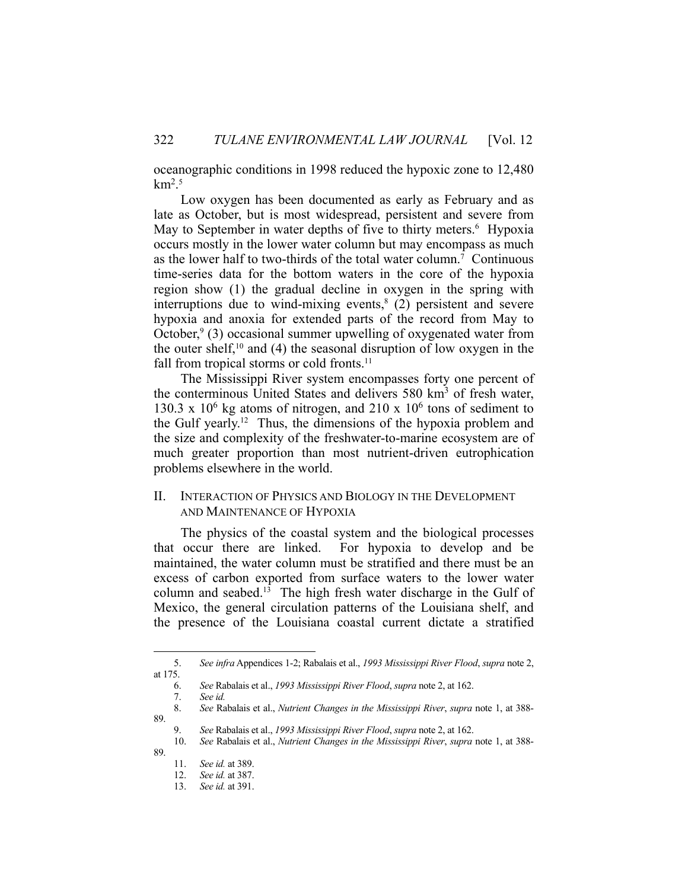oceanographic conditions in 1998 reduced the hypoxic zone to 12,480 $km^2$.[5]

Low oxygen has been documented as early as February and as late as October, but is most widespread, persistent and severe from May to September in water depths of five to thirty meters.[6] Hypoxia occurs mostly in the lower water column but may encompass as much as the lower half to two-thirds of the total water column.[7] Continuous time-series data for the bottom waters in the core of the hypoxia region show (1) the gradual decline in oxygen in the spring with interruptions due to wind-mixing events,[8] (2) persistent and severe hypoxia and anoxia for extended parts of the record from May to October,[9] (3) occasional summer upwelling of oxygenated water from the outer shelf,[10] and (4) the seasonal disruption of low oxygen in the fall from tropical storms or cold fronts.[11]

The Mississippi River system encompasses forty one percent of the conterminous United States and delivers 580 $km^3$ of fresh water, $130.3 \times 10^6$ kg atoms of nitrogen, and $210 \times 10^6$ tons of sediment to the Gulf yearly.[12] Thus, the dimensions of the hypoxia problem and the size and complexity of the freshwater-to-marine ecosystem are of much greater proportion than most nutrient-driven eutrophication problems elsewhere in the world.

## II. Interaction of Physics and Biology in the Development and Maintenance of Hypoxia

The physics of the coastal system and the biological processes that occur there are linked. For hypoxia to develop and be maintained, the water column must be stratified and there must be an excess of carbon exported from surface waters to the lower water column and seabed.[13] The high fresh water discharge in the Gulf of Mexico, the general circulation patterns of the Louisiana shelf, and the presence of the Louisiana coastal current dictate a stratified

---

5. *See infra* Appendices 1-2; Rabalais et al., *1993 Mississippi River Flood*, *supra* note 2, at 175.
6. *See* Rabalais et al., *1993 Mississippi River Flood*, *supra* note 2, at 162.
7. *See id.*
8. *See* Rabalais et al., *Nutrient Changes in the Mississippi River*, *supra* note 1, at 388-89.
9. *See* Rabalais et al., *1993 Mississippi River Flood*, *supra* note 2, at 162.
10. *See* Rabalais et al., *Nutrient Changes in the Mississippi River*, *supra* note 1, at 388-89.
11. *See id.* at 389.
12. *See id.* at 387.
13. *See id.* at 391.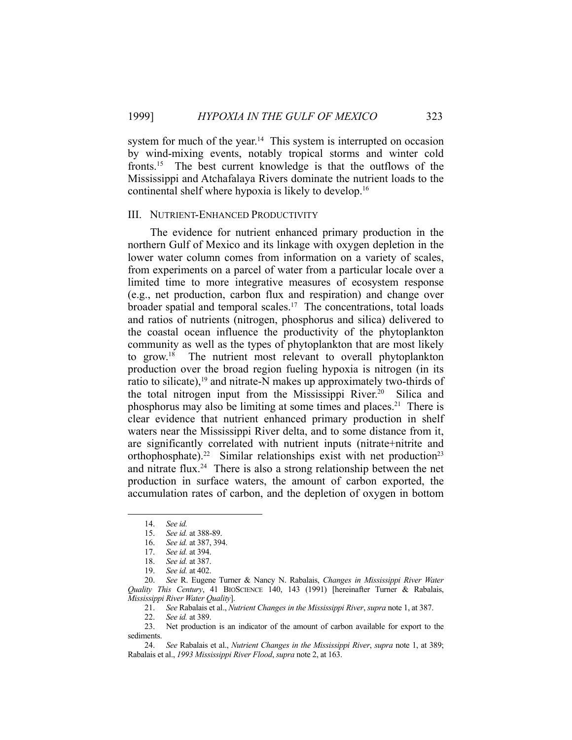system for much of the year.[14] This system is interrupted on occasion by wind-mixing events, notably tropical storms and winter cold fronts.[15] The best current knowledge is that the outflows of the Mississippi and Atchafalaya Rivers dominate the nutrient loads to the continental shelf where hypoxia is likely to develop.[16]

## III. NUTRIENT-ENHANCED PRODUCTIVITY

The evidence for nutrient enhanced primary production in the northern Gulf of Mexico and its linkage with oxygen depletion in the lower water column comes from information on a variety of scales, from experiments on a parcel of water from a particular locale over a limited time to more integrative measures of ecosystem response (e.g., net production, carbon flux and respiration) and change over broader spatial and temporal scales.[17] The concentrations, total loads and ratios of nutrients (nitrogen, phosphorus and silica) delivered to the coastal ocean influence the productivity of the phytoplankton community as well as the types of phytoplankton that are most likely to grow.[18] The nutrient most relevant to overall phytoplankton production over the broad region fueling hypoxia is nitrogen (in its ratio to silicate),[19] and nitrate-N makes up approximately two-thirds of the total nitrogen input from the Mississippi River.[20] Silica and phosphorus may also be limiting at some times and places.[21] There is clear evidence that nutrient enhanced primary production in shelf waters near the Mississippi River delta, and to some distance from it, are significantly correlated with nutrient inputs (nitrate+nitrite and orthophosphate).[22] Similar relationships exist with net production[23] and nitrate flux.[24] There is also a strong relationship between the net production in surface waters, the amount of carbon exported, the accumulation rates of carbon, and the depletion of oxygen in bottom

---

14. *See id.*
15. *See id.* at 388-89.
16. *See id.* at 387, 394.
17. *See id.* at 394.
18. *See id.* at 387.
19. *See id.* at 402.
20. *See* R. Eugene Turner & Nancy N. Rabalais, *Changes in Mississippi River Water Quality This Century*, 41 BIOSCIENCE 140, 143 (1991) [hereinafter Turner & Rabalais, *Mississippi River Water Quality*].
21. *See* Rabalais et al., *Nutrient Changes in the Mississippi River*, *supra* note 1, at 387.
22. *See id.* at 389.
23. Net production is an indicator of the amount of carbon available for export to the sediments.
24. *See* Rabalais et al., *Nutrient Changes in the Mississippi River*, *supra* note 1, at 389; Rabalais et al., *1993 Mississippi River Flood*, *supra* note 2, at 163.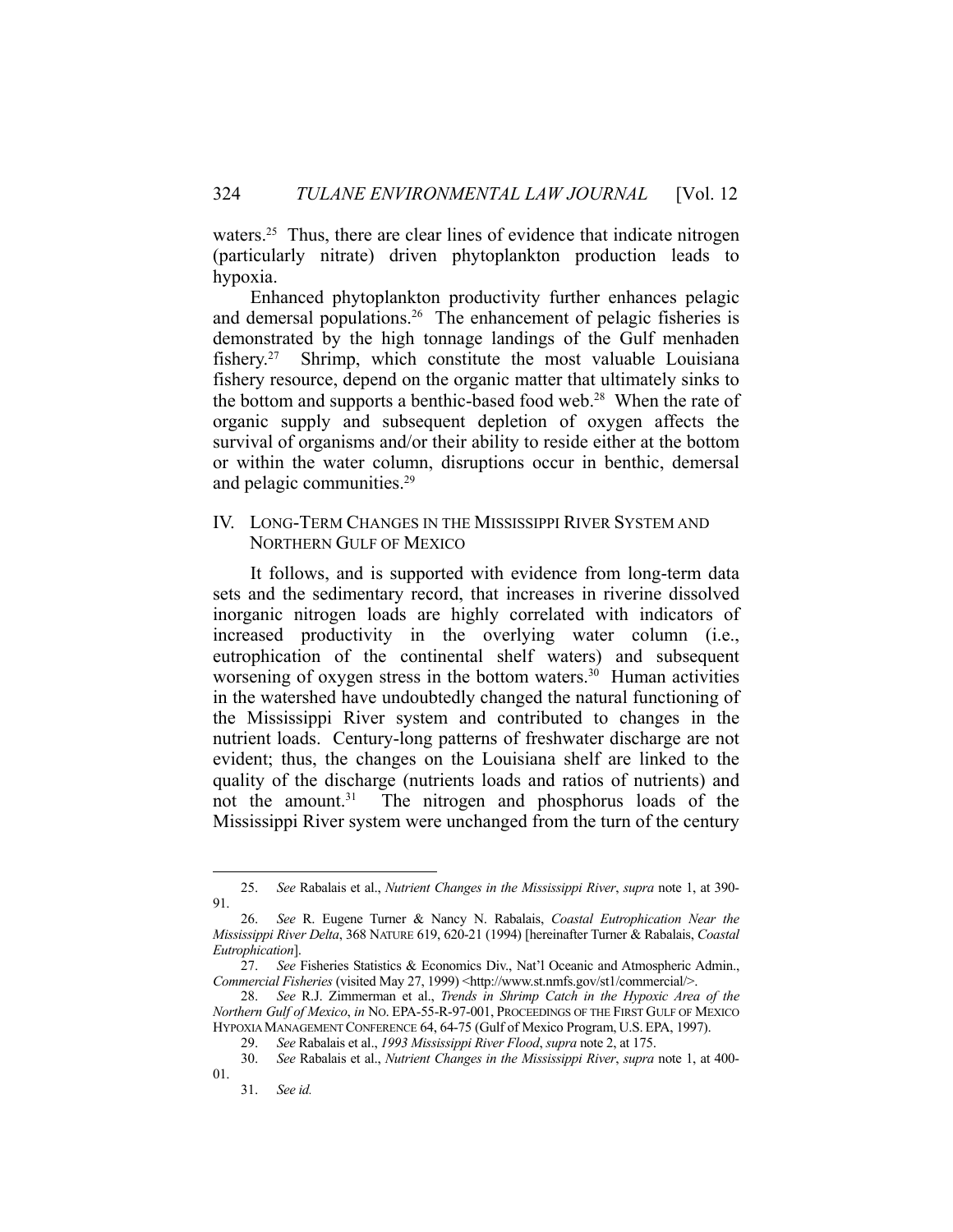waters.[25] Thus, there are clear lines of evidence that indicate nitrogen (particularly nitrate) driven phytoplankton production leads to hypoxia.

Enhanced phytoplankton productivity further enhances pelagic and demersal populations.[26] The enhancement of pelagic fisheries is demonstrated by the high tonnage landings of the Gulf menhaden fishery.[27] Shrimp, which constitute the most valuable Louisiana fishery resource, depend on the organic matter that ultimately sinks to the bottom and supports a benthic-based food web.[28] When the rate of organic supply and subsequent depletion of oxygen affects the survival of organisms and/or their ability to reside either at the bottom or within the water column, disruptions occur in benthic, demersal and pelagic communities.[29]

## IV. LONG-TERM CHANGES IN THE MISSISSIPPI RIVER SYSTEM AND NORTHERN GULF OF MEXICO

It follows, and is supported with evidence from long-term data sets and the sedimentary record, that increases in riverine dissolved inorganic nitrogen loads are highly correlated with indicators of increased productivity in the overlying water column (i.e., eutrophication of the continental shelf waters) and subsequent worsening of oxygen stress in the bottom waters.[30] Human activities in the watershed have undoubtedly changed the natural functioning of the Mississippi River system and contributed to changes in the nutrient loads. Century-long patterns of freshwater discharge are not evident; thus, the changes on the Louisiana shelf are linked to the quality of the discharge (nutrients loads and ratios of nutrients) and not the amount.[31] The nitrogen and phosphorus loads of the Mississippi River system were unchanged from the turn of the century

---

25. *See* Rabalais et al., *Nutrient Changes in the Mississippi River*, *supra* note 1, at 390-91.

26. *See* R. Eugene Turner & Nancy N. Rabalais, *Coastal Eutrophication Near the Mississippi River Delta*, 368 NATURE 619, 620-21 (1994) [hereinafter Turner & Rabalais, *Coastal Eutrophication*].

27. *See* Fisheries Statistics & Economics Div., Nat'l Oceanic and Atmospheric Admin., *Commercial Fisheries* (visited May 27, 1999) <http://www.st.nmfs.gov/st1/commercial/>.

28. *See* R.J. Zimmerman et al., *Trends in Shrimp Catch in the Hypoxic Area of the Northern Gulf of Mexico*, *in* NO. EPA-55-R-97-001, PROCEEDINGS OF THE FIRST GULF OF MEXICO HYPOXIA MANAGEMENT CONFERENCE 64, 64-75 (Gulf of Mexico Program, U.S. EPA, 1997).

29. *See* Rabalais et al., *1993 Mississippi River Flood*, *supra* note 2, at 175.

30. *See* Rabalais et al., *Nutrient Changes in the Mississippi River*, *supra* note 1, at 400-01.

31. *See id.*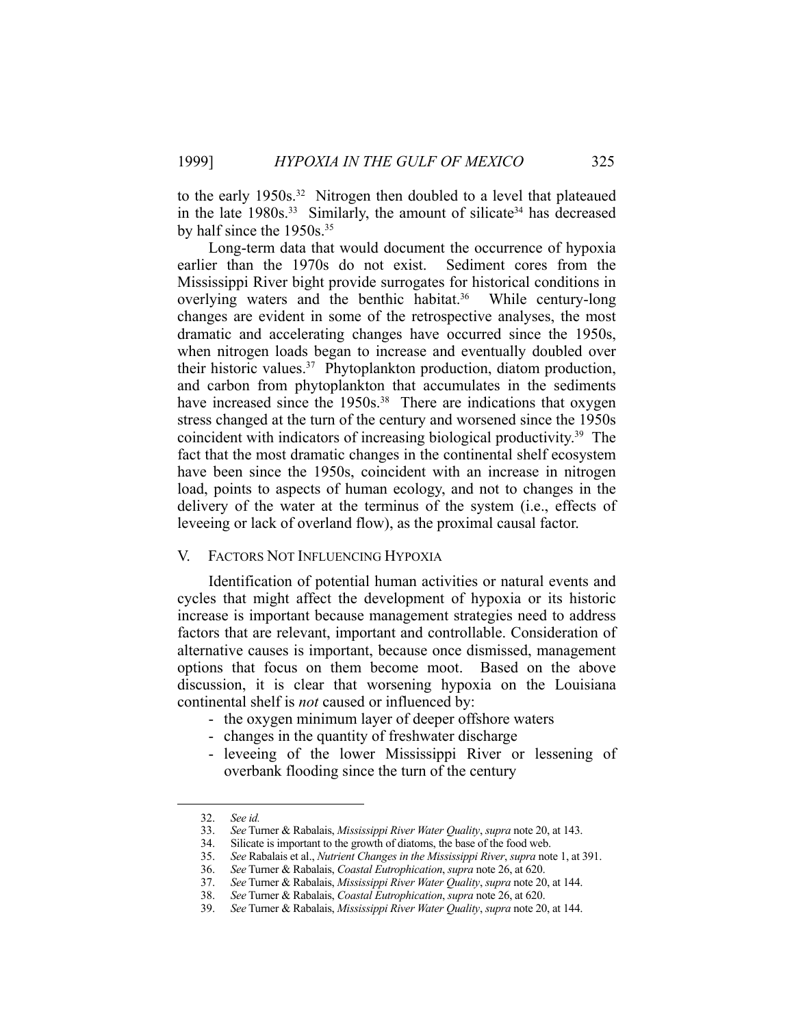to the early 1950s.[32] Nitrogen then doubled to a level that plateaued in the late 1980s.[33] Similarly, the amount of silicate[34] has decreased by half since the 1950s.[35]

Long-term data that would document the occurrence of hypoxia earlier than the 1970s do not exist. Sediment cores from the Mississippi River bight provide surrogates for historical conditions in overlying waters and the benthic habitat.[36] While century-long changes are evident in some of the retrospective analyses, the most dramatic and accelerating changes have occurred since the 1950s, when nitrogen loads began to increase and eventually doubled over their historic values.[37] Phytoplankton production, diatom production, and carbon from phytoplankton that accumulates in the sediments have increased since the 1950s.[38] There are indications that oxygen stress changed at the turn of the century and worsened since the 1950s coincident with indicators of increasing biological productivity.[39] The fact that the most dramatic changes in the continental shelf ecosystem have been since the 1950s, coincident with an increase in nitrogen load, points to aspects of human ecology, and not to changes in the delivery of the water at the terminus of the system (i.e., effects of leveeing or lack of overland flow), as the proximal causal factor.

## V. FACTORS NOT INFLUENCING HYPOXIA

Identification of potential human activities or natural events and cycles that might affect the development of hypoxia or its historic increase is important because management strategies need to address factors that are relevant, important and controllable. Consideration of alternative causes is important, because once dismissed, management options that focus on them become moot. Based on the above discussion, it is clear that worsening hypoxia on the Louisiana continental shelf is *not* caused or influenced by:

- the oxygen minimum layer of deeper offshore waters
- changes in the quantity of freshwater discharge
- leveeing of the lower Mississippi River or lessening of overbank flooding since the turn of the century

---

32. *See id.*
33. *See* Turner & Rabalais, *Mississippi River Water Quality*, *supra* note 20, at 143.
34. Silicate is important to the growth of diatoms, the base of the food web.
35. *See* Rabalais et al., *Nutrient Changes in the Mississippi River*, *supra* note 1, at 391.
36. *See* Turner & Rabalais, *Coastal Eutrophication*, *supra* note 26, at 620.
37. *See* Turner & Rabalais, *Mississippi River Water Quality*, *supra* note 20, at 144.
38. *See* Turner & Rabalais, *Coastal Eutrophication*, *supra* note 26, at 620.
39. *See* Turner & Rabalais, *Mississippi River Water Quality*, *supra* note 20, at 144.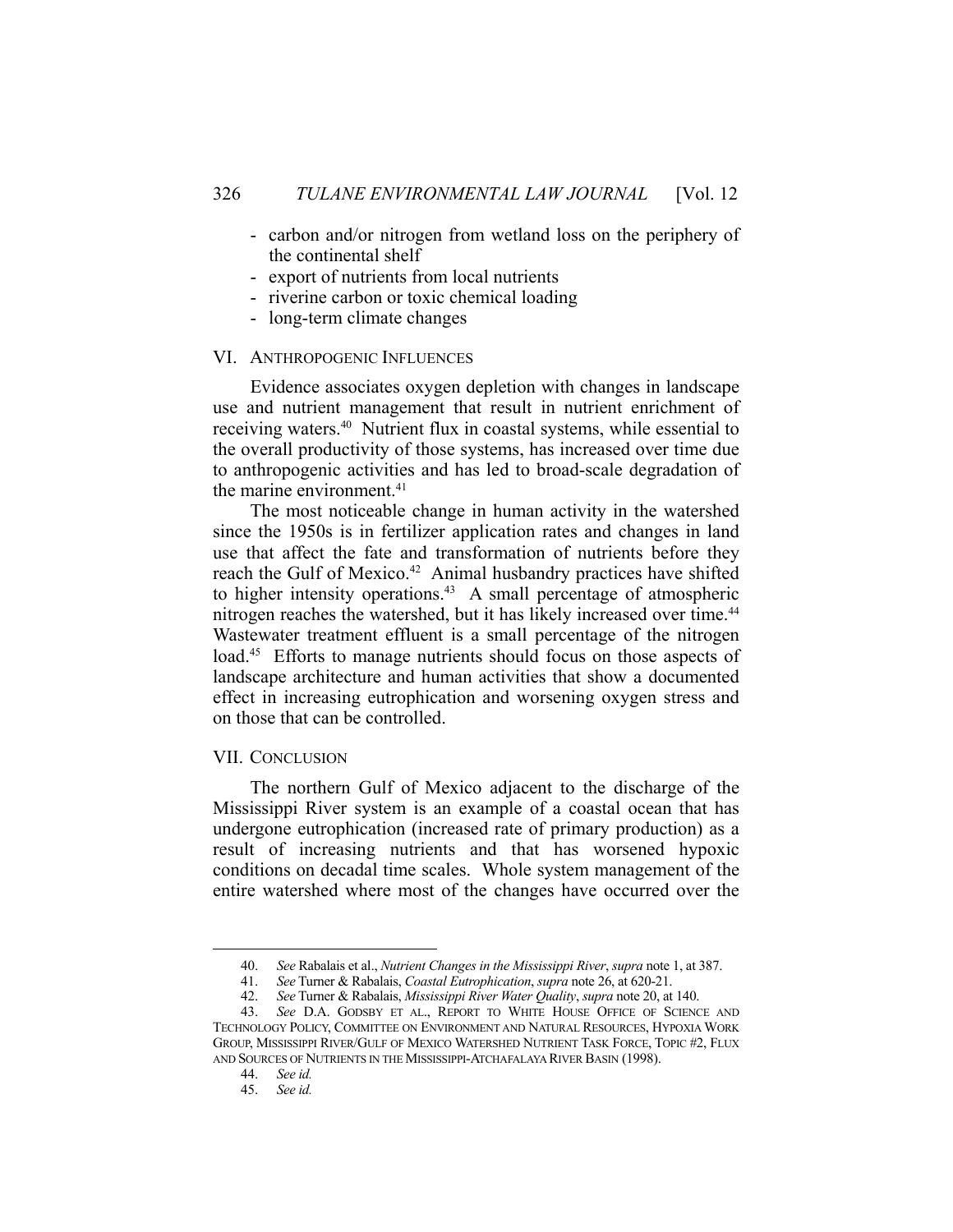- carbon and/or nitrogen from wetland loss on the periphery of the continental shelf
- export of nutrients from local nutrients
- riverine carbon or toxic chemical loading
- long-term climate changes

## VI. ANTHROPOGENIC INFLUENCES

Evidence associates oxygen depletion with changes in landscape use and nutrient management that result in nutrient enrichment of receiving waters.[40] Nutrient flux in coastal systems, while essential to the overall productivity of those systems, has increased over time due to anthropogenic activities and has led to broad-scale degradation of the marine environment.[41]

The most noticeable change in human activity in the watershed since the 1950s is in fertilizer application rates and changes in land use that affect the fate and transformation of nutrients before they reach the Gulf of Mexico.[42] Animal husbandry practices have shifted to higher intensity operations.[43] A small percentage of atmospheric nitrogen reaches the watershed, but it has likely increased over time.[44] Wastewater treatment effluent is a small percentage of the nitrogen load.[45] Efforts to manage nutrients should focus on those aspects of landscape architecture and human activities that show a documented effect in increasing eutrophication and worsening oxygen stress and on those that can be controlled.

## VII. CONCLUSION

The northern Gulf of Mexico adjacent to the discharge of the Mississippi River system is an example of a coastal ocean that has undergone eutrophication (increased rate of primary production) as a result of increasing nutrients and that has worsened hypoxic conditions on decadal time scales. Whole system management of the entire watershed where most of the changes have occurred over the

---

40. *See* Rabalais et al., *Nutrient Changes in the Mississippi River*, *supra* note 1, at 387.

41. *See* Turner & Rabalais, *Coastal Eutrophication*, *supra* note 26, at 620-21.

42. *See* Turner & Rabalais, *Mississippi River Water Quality*, *supra* note 20, at 140.

43. *See* D.A. GODSBY ET AL., REPORT TO WHITE HOUSE OFFICE OF SCIENCE AND TECHNOLOGY POLICY, COMMITTEE ON ENVIRONMENT AND NATURAL RESOURCES, HYPOXIA WORK GROUP, MISSISSIPPI RIVER/GULF OF MEXICO WATERSHED NUTRIENT TASK FORCE, TOPIC #2, FLUX AND SOURCES OF NUTRIENTS IN THE MISSISSIPPI-ATCHAFALAYA RIVER BASIN (1998).

44. *See id.*

45. *See id.*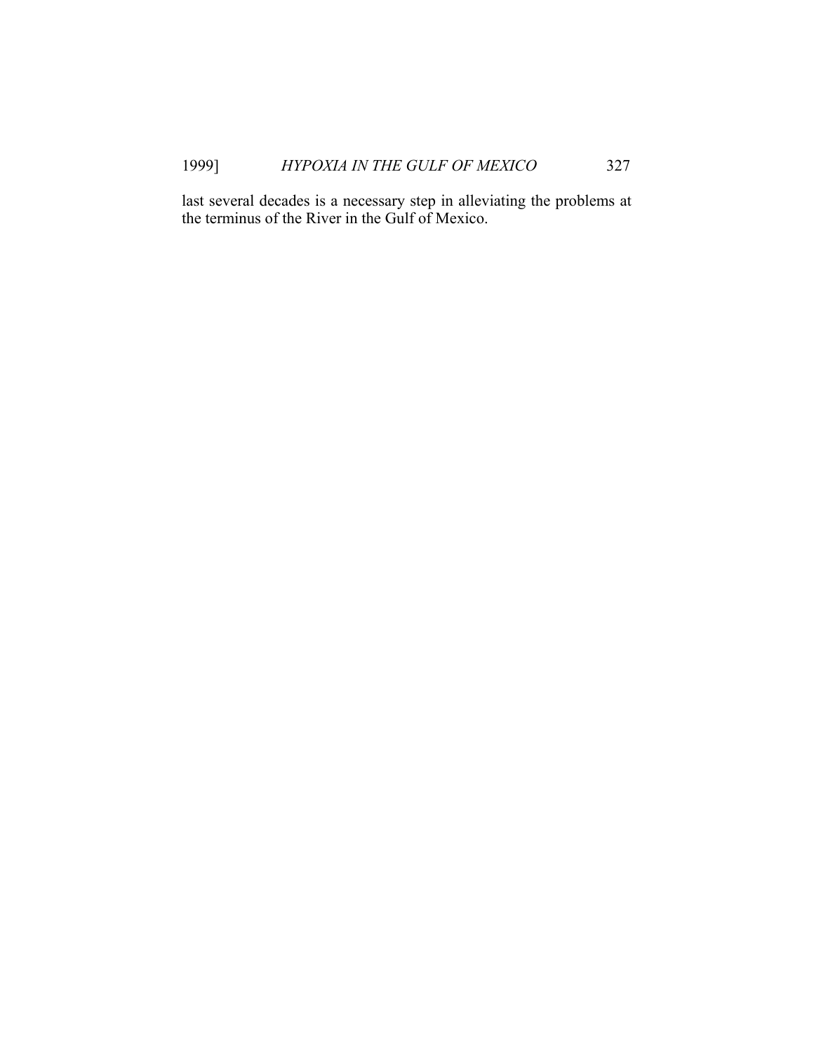last several decades is a necessary step in alleviating the problems at the terminus of the River in the Gulf of Mexico.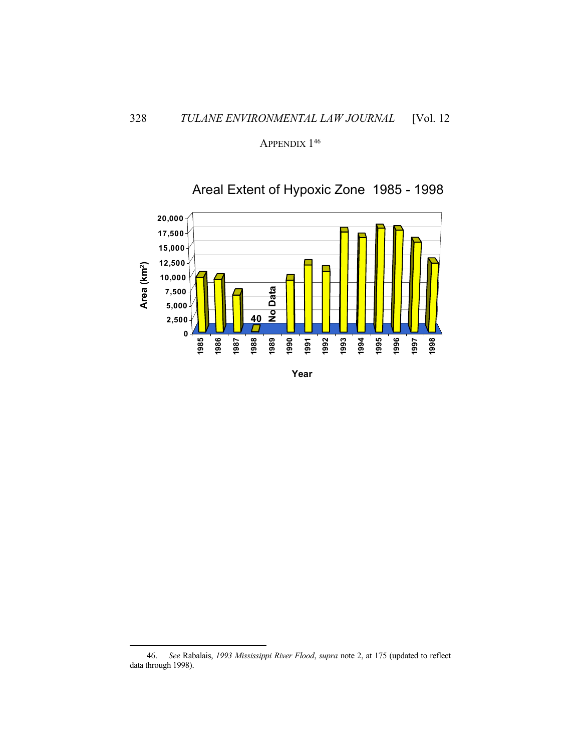APPENDIX 1[46]

Areal Extent of Hypoxic Zone 1985 - 1998

---

46. *See* Rabalais, *1993 Mississippi River Flood*, *supra* note 2, at 175 (updated to reflect data through 1998).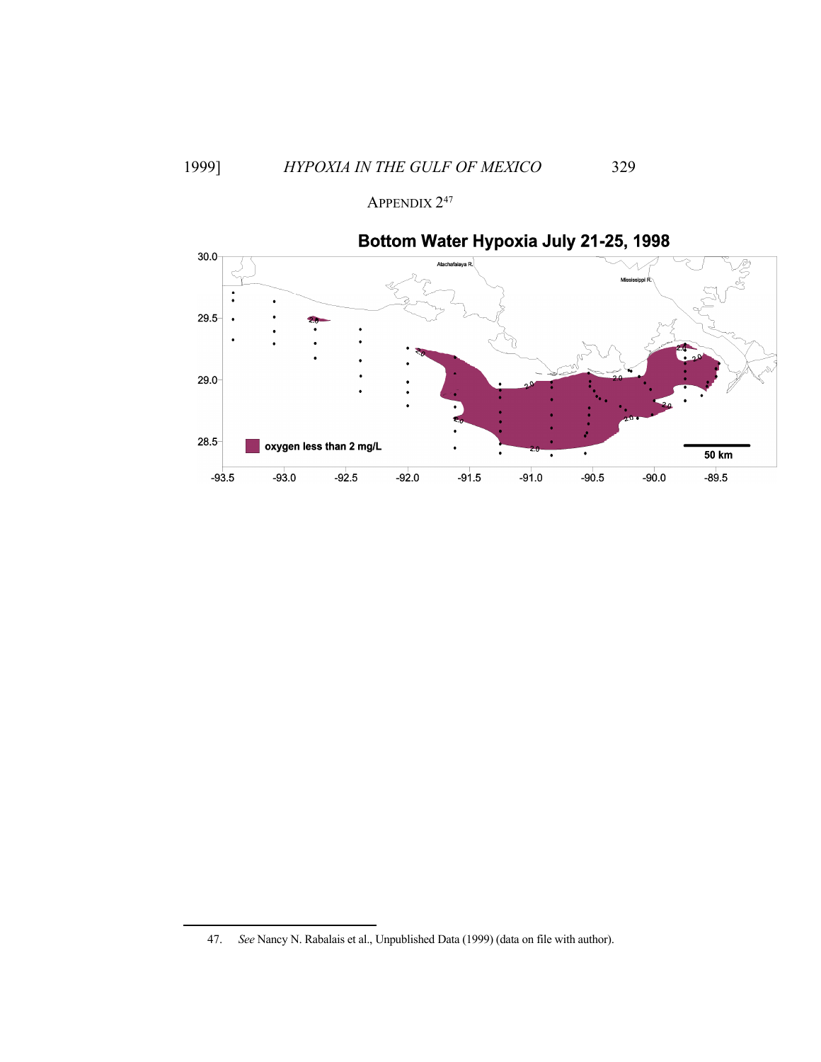APPENDIX 2[47]

Bottom Water Hypoxia July 21-25, 1998

30.0
29.5
29.0
28.5

-93.5 -93.0 -92.5 -92.0 -91.5 -91.0 -90.5 -90.0 -89.5

Atachafalaya R.
Mississippi R.

oxygen less than 2 mg/L

50 km

2.0

47. *See* Nancy N. Rabalais et al., Unpublished Data (1999) (data on file with author).